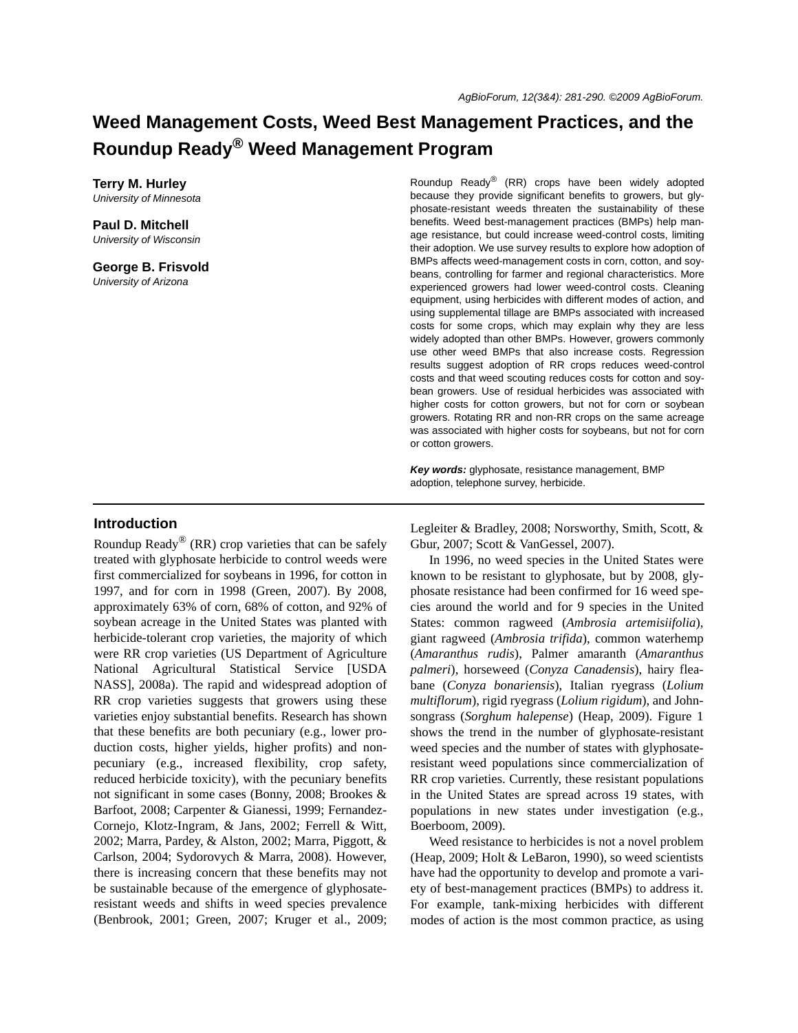# Weed Management Costs, Weed Best Management Practices, and the Roundup Ready® Weed Management Program

**Terry M. Hurley**
*University of Minnesota*

**Paul D. Mitchell**
*University of Wisconsin*

**George B. Frisvold**
*University of Arizona*

Roundup Ready® (RR) crops have been widely adopted because they provide significant benefits to growers, but glyphosate-resistant weeds threaten the sustainability of these benefits. Weed best-management practices (BMPs) help manage resistance, but could increase weed-control costs, limiting their adoption. We use survey results to explore how adoption of BMPs affects weed-management costs in corn, cotton, and soybeans, controlling for farmer and regional characteristics. More experienced growers had lower weed-control costs. Cleaning equipment, using herbicides with different modes of action, and using supplemental tillage are BMPs associated with increased costs for some crops, which may explain why they are less widely adopted than other BMPs. However, growers commonly use other weed BMPs that also increase costs. Regression results suggest adoption of RR crops reduces weed-control costs and that weed scouting reduces costs for cotton and soybean growers. Use of residual herbicides was associated with higher costs for cotton growers, but not for corn or soybean growers. Rotating RR and non-RR crops on the same acreage was associated with higher costs for soybeans, but not for corn or cotton growers.

***Key words:*** glyphosate, resistance management, BMP adoption, telephone survey, herbicide.

## Introduction

Roundup Ready® (RR) crop varieties that can be safely treated with glyphosate herbicide to control weeds were first commercialized for soybeans in 1996, for cotton in 1997, and for corn in 1998 (Green, 2007). By 2008, approximately 63% of corn, 68% of cotton, and 92% of soybean acreage in the United States was planted with herbicide-tolerant crop varieties, the majority of which were RR crop varieties (US Department of Agriculture National Agricultural Statistical Service [USDA NASS], 2008a). The rapid and widespread adoption of RR crop varieties suggests that growers using these varieties enjoy substantial benefits. Research has shown that these benefits are both pecuniary (e.g., lower production costs, higher yields, higher profits) and non-pecuniary (e.g., increased flexibility, crop safety, reduced herbicide toxicity), with the pecuniary benefits not significant in some cases (Bonny, 2008; Brookes & Barfoot, 2008; Carpenter & Gianessi, 1999; Fernandez-Cornejo, Klotz-Ingram, & Jans, 2002; Ferrell & Witt, 2002; Marra, Pardey, & Alston, 2002; Marra, Piggott, & Carlson, 2004; Sydorovych & Marra, 2008). However, there is increasing concern that these benefits may not be sustainable because of the emergence of glyphosate-resistant weeds and shifts in weed species prevalence (Benbrook, 2001; Green, 2007; Kruger et al., 2009; Legleiter & Bradley, 2008; Norsworthy, Smith, Scott, & Gbur, 2007; Scott & VanGessel, 2007).

In 1996, no weed species in the United States were known to be resistant to glyphosate, but by 2008, glyphosate resistance had been confirmed for 16 weed species around the world and for 9 species in the United States: common ragweed (*Ambrosia artemisiifolia*), giant ragweed (*Ambrosia trifida*), common waterhemp (*Amaranthus rudis*), Palmer amaranth (*Amaranthus palmeri*), horseweed (*Conyza Canadensis*), hairy fleabane (*Conyza bonariensis*), Italian ryegrass (*Lolium multiflorum*), rigid ryegrass (*Lolium rigidum*), and Johnsongrass (*Sorghum halepense*) (Heap, 2009). Figure 1 shows the trend in the number of glyphosate-resistant weed species and the number of states with glyphosate-resistant weed populations since commercialization of RR crop varieties. Currently, these resistant populations in the United States are spread across 19 states, with populations in new states under investigation (e.g., Boerboom, 2009).

Weed resistance to herbicides is not a novel problem (Heap, 2009; Holt & LeBaron, 1990), so weed scientists have had the opportunity to develop and promote a variety of best-management practices (BMPs) to address it. For example, tank-mixing herbicides with different modes of action is the most common practice, as using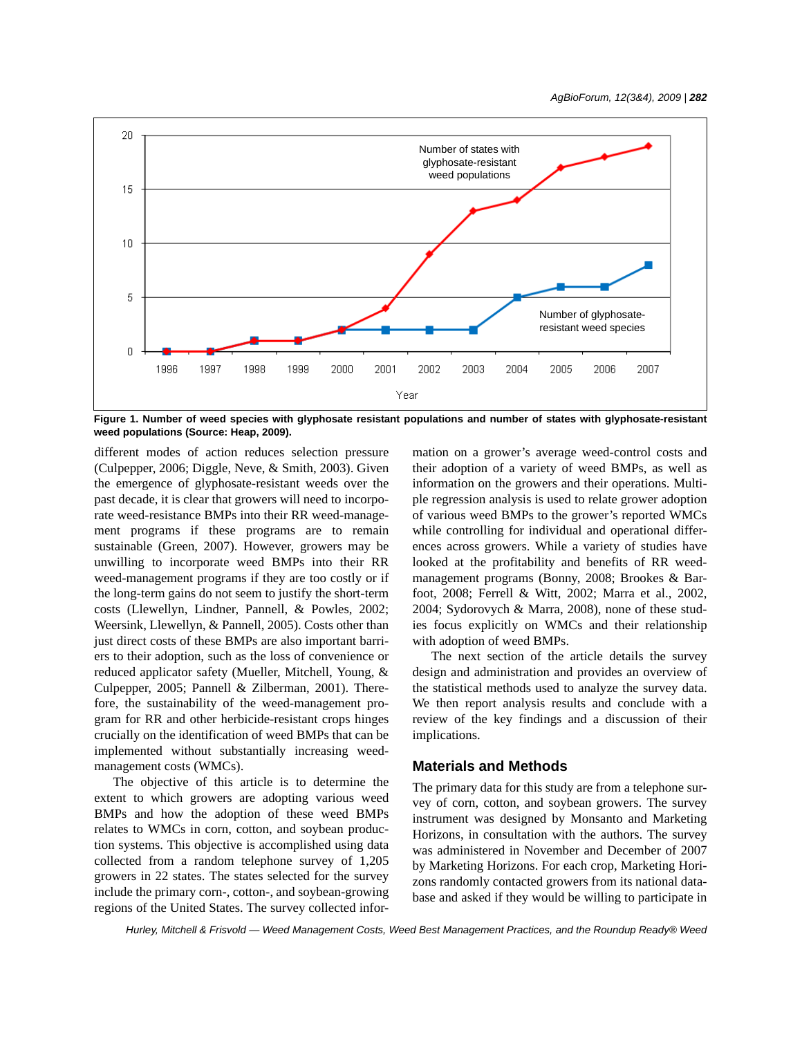Figure 1. Number of weed species with glyphosate resistant populations and number of states with glyphosate-resistant weed populations (Source: Heap, 2009).

different modes of action reduces selection pressure (Culpepper, 2006; Diggle, Neve, & Smith, 2003). Given the emergence of glyphosate-resistant weeds over the past decade, it is clear that growers will need to incorporate weed-resistance BMPs into their RR weed-management programs if these programs are to remain sustainable (Green, 2007). However, growers may be unwilling to incorporate weed BMPs into their RR weed-management programs if they are too costly or if the long-term gains do not seem to justify the short-term costs (Llewellyn, Lindner, Pannell, & Powles, 2002; Weersink, Llewellyn, & Pannell, 2005). Costs other than just direct costs of these BMPs are also important barriers to their adoption, such as the loss of convenience or reduced applicator safety (Mueller, Mitchell, Young, & Culpepper, 2005; Pannell & Zilberman, 2001). Therefore, the sustainability of the weed-management program for RR and other herbicide-resistant crops hinges crucially on the identification of weed BMPs that can be implemented without substantially increasing weed-management costs (WMCs).

The objective of this article is to determine the extent to which growers are adopting various weed BMPs and how the adoption of these weed BMPs relates to WMCs in corn, cotton, and soybean production systems. This objective is accomplished using data collected from a random telephone survey of 1,205 growers in 22 states. The states selected for the survey include the primary corn-, cotton-, and soybean-growing regions of the United States. The survey collected information on a grower's average weed-control costs and their adoption of a variety of weed BMPs, as well as information on the growers and their operations. Multiple regression analysis is used to relate grower adoption of various weed BMPs to the grower's reported WMCs while controlling for individual and operational differences across growers. While a variety of studies have looked at the profitability and benefits of RR weed-management programs (Bonny, 2008; Brookes & Barfoot, 2008; Ferrell & Witt, 2002; Marra et al., 2002, 2004; Sydorovych & Marra, 2008), none of these studies focus explicitly on WMCs and their relationship with adoption of weed BMPs.

The next section of the article details the survey design and administration and provides an overview of the statistical methods used to analyze the survey data. We then report analysis results and conclude with a review of the key findings and a discussion of their implications.

## Materials and Methods

The primary data for this study are from a telephone survey of corn, cotton, and soybean growers. The survey instrument was designed by Monsanto and Marketing Horizons, in consultation with the authors. The survey was administered in November and December of 2007 by Marketing Horizons. For each crop, Marketing Horizons randomly contacted growers from its national database and asked if they would be willing to participate in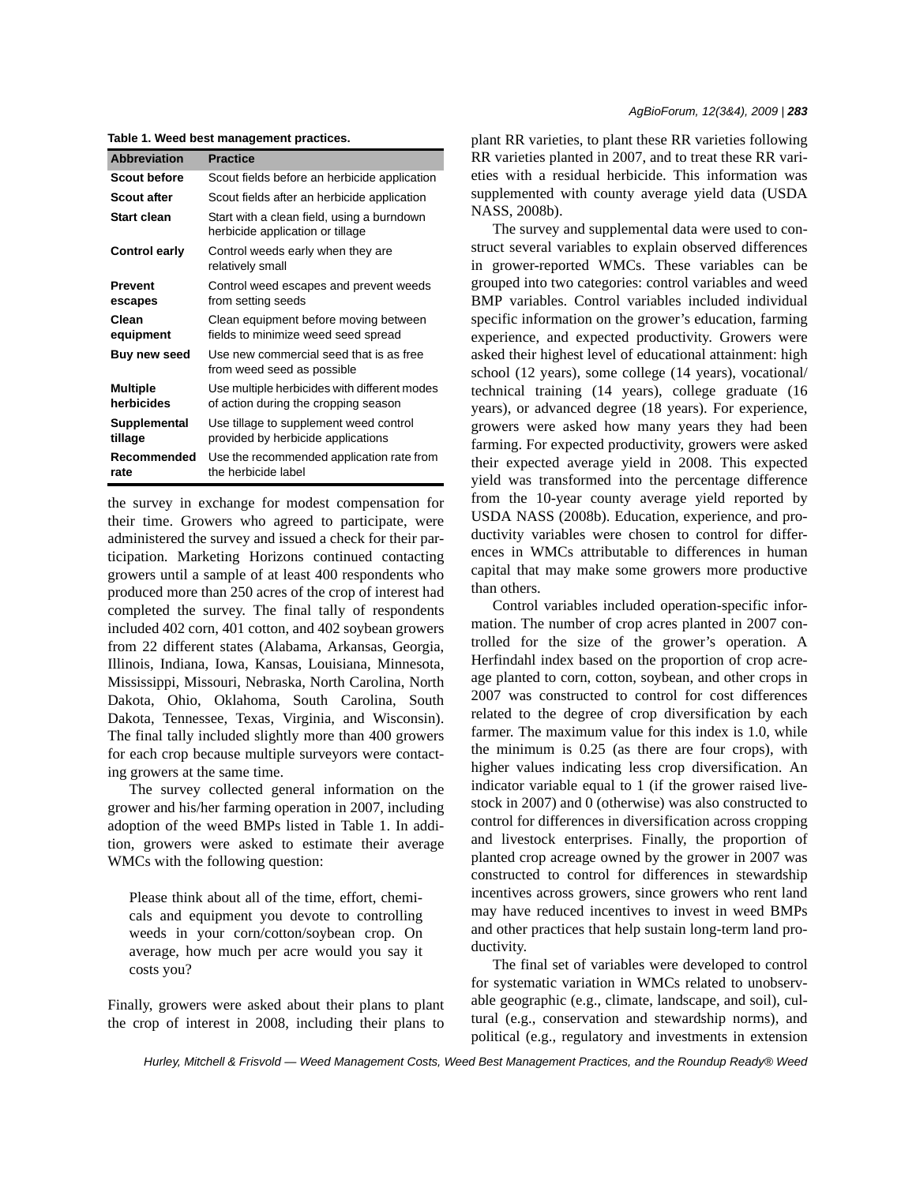**Table 1. Weed best management practices.**

| Abbreviation | Practice |
|---|---|
| **Scout before** | Scout fields before an herbicide application |
| **Scout after** | Scout fields after an herbicide application |
| **Start clean** | Start with a clean field, using a burndown herbicide application or tillage |
| **Control early** | Control weeds early when they are relatively small |
| **Prevent escapes** | Control weed escapes and prevent weeds from setting seeds |
| **Clean equipment** | Clean equipment before moving between fields to minimize weed seed spread |
| **Buy new seed** | Use new commercial seed that is as free from weed seed as possible |
| **Multiple herbicides** | Use multiple herbicides with different modes of action during the cropping season |
| **Supplemental tillage** | Use tillage to supplement weed control provided by herbicide applications |
| **Recommended rate** | Use the recommended application rate from the herbicide label |

the survey in exchange for modest compensation for their time. Growers who agreed to participate, were administered the survey and issued a check for their participation. Marketing Horizons continued contacting growers until a sample of at least 400 respondents who produced more than 250 acres of the crop of interest had completed the survey. The final tally of respondents included 402 corn, 401 cotton, and 402 soybean growers from 22 different states (Alabama, Arkansas, Georgia, Illinois, Indiana, Iowa, Kansas, Louisiana, Minnesota, Mississippi, Missouri, Nebraska, North Carolina, North Dakota, Ohio, Oklahoma, South Carolina, South Dakota, Tennessee, Texas, Virginia, and Wisconsin). The final tally included slightly more than 400 growers for each crop because multiple surveyors were contacting growers at the same time.

The survey collected general information on the grower and his/her farming operation in 2007, including adoption of the weed BMPs listed in Table 1. In addition, growers were asked to estimate their average WMCs with the following question:

> Please think about all of the time, effort, chemicals and equipment you devote to controlling weeds in your corn/cotton/soybean crop. On average, how much per acre would you say it costs you?

Finally, growers were asked about their plans to plant the crop of interest in 2008, including their plans to plant RR varieties, to plant these RR varieties following RR varieties planted in 2007, and to treat these RR varieties with a residual herbicide. This information was supplemented with county average yield data (USDA NASS, 2008b).

The survey and supplemental data were used to construct several variables to explain observed differences in grower-reported WMCs. These variables can be grouped into two categories: control variables and weed BMP variables. Control variables included individual specific information on the grower's education, farming experience, and expected productivity. Growers were asked their highest level of educational attainment: high school (12 years), some college (14 years), vocational/technical training (14 years), college graduate (16 years), or advanced degree (18 years). For experience, growers were asked how many years they had been farming. For expected productivity, growers were asked their expected average yield in 2008. This expected yield was transformed into the percentage difference from the 10-year county average yield reported by USDA NASS (2008b). Education, experience, and productivity variables were chosen to control for differences in WMCs attributable to differences in human capital that may make some growers more productive than others.

Control variables included operation-specific information. The number of crop acres planted in 2007 controlled for the size of the grower's operation. A Herfindahl index based on the proportion of crop acreage planted to corn, cotton, soybean, and other crops in 2007 was constructed to control for cost differences related to the degree of crop diversification by each farmer. The maximum value for this index is 1.0, while the minimum is 0.25 (as there are four crops), with higher values indicating less crop diversification. An indicator variable equal to 1 (if the grower raised livestock in 2007) and 0 (otherwise) was also constructed to control for differences in diversification across cropping and livestock enterprises. Finally, the proportion of planted crop acreage owned by the grower in 2007 was constructed to control for differences in stewardship incentives across growers, since growers who rent land may have reduced incentives to invest in weed BMPs and other practices that help sustain long-term land productivity.

The final set of variables were developed to control for systematic variation in WMCs related to unobservable geographic (e.g., climate, landscape, and soil), cultural (e.g., conservation and stewardship norms), and political (e.g., regulatory and investments in extension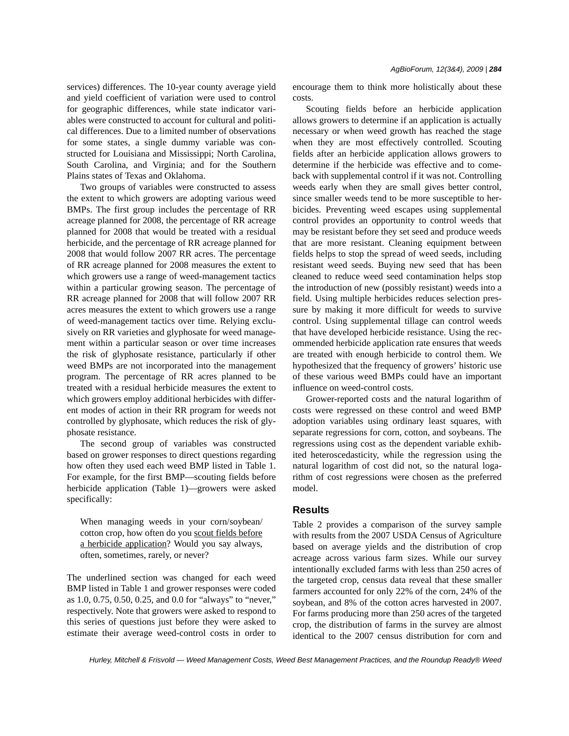services) differences. The 10-year county average yield and yield coefficient of variation were used to control for geographic differences, while state indicator variables were constructed to account for cultural and political differences. Due to a limited number of observations for some states, a single dummy variable was constructed for Louisiana and Mississippi; North Carolina, South Carolina, and Virginia; and for the Southern Plains states of Texas and Oklahoma.

Two groups of variables were constructed to assess the extent to which growers are adopting various weed BMPs. The first group includes the percentage of RR acreage planned for 2008, the percentage of RR acreage planned for 2008 that would be treated with a residual herbicide, and the percentage of RR acreage planned for 2008 that would follow 2007 RR acres. The percentage of RR acreage planned for 2008 measures the extent to which growers use a range of weed-management tactics within a particular growing season. The percentage of RR acreage planned for 2008 that will follow 2007 RR acres measures the extent to which growers use a range of weed-management tactics over time. Relying exclusively on RR varieties and glyphosate for weed management within a particular season or over time increases the risk of glyphosate resistance, particularly if other weed BMPs are not incorporated into the management program. The percentage of RR acres planned to be treated with a residual herbicide measures the extent to which growers employ additional herbicides with different modes of action in their RR program for weeds not controlled by glyphosate, which reduces the risk of glyphosate resistance.

The second group of variables was constructed based on grower responses to direct questions regarding how often they used each weed BMP listed in Table 1. For example, for the first BMP—scouting fields before herbicide application (Table 1)—growers were asked specifically:

> When managing weeds in your corn/soybean/cotton crop, how often do you scout fields before a herbicide application? Would you say always, often, sometimes, rarely, or never?

The underlined section was changed for each weed BMP listed in Table 1 and grower responses were coded as 1.0, 0.75, 0.50, 0.25, and 0.0 for "always" to "never," respectively. Note that growers were asked to respond to this series of questions just before they were asked to estimate their average weed-control costs in order to encourage them to think more holistically about these costs.

Scouting fields before an herbicide application allows growers to determine if an application is actually necessary or when weed growth has reached the stage when they are most effectively controlled. Scouting fields after an herbicide application allows growers to determine if the herbicide was effective and to comeback with supplemental control if it was not. Controlling weeds early when they are small gives better control, since smaller weeds tend to be more susceptible to herbicides. Preventing weed escapes using supplemental control provides an opportunity to control weeds that may be resistant before they set seed and produce weeds that are more resistant. Cleaning equipment between fields helps to stop the spread of weed seeds, including resistant weed seeds. Buying new seed that has been cleaned to reduce weed seed contamination helps stop the introduction of new (possibly resistant) weeds into a field. Using multiple herbicides reduces selection pressure by making it more difficult for weeds to survive control. Using supplemental tillage can control weeds that have developed herbicide resistance. Using the recommended herbicide application rate ensures that weeds are treated with enough herbicide to control them. We hypothesized that the frequency of growers' historic use of these various weed BMPs could have an important influence on weed-control costs.

Grower-reported costs and the natural logarithm of costs were regressed on these control and weed BMP adoption variables using ordinary least squares, with separate regressions for corn, cotton, and soybeans. The regressions using cost as the dependent variable exhibited heteroscedasticity, while the regression using the natural logarithm of cost did not, so the natural logarithm of cost regressions were chosen as the preferred model.

## Results

Table 2 provides a comparison of the survey sample with results from the 2007 USDA Census of Agriculture based on average yields and the distribution of crop acreage across various farm sizes. While our survey intentionally excluded farms with less than 250 acres of the targeted crop, census data reveal that these smaller farmers accounted for only 22% of the corn, 24% of the soybean, and 8% of the cotton acres harvested in 2007. For farms producing more than 250 acres of the targeted crop, the distribution of farms in the survey are almost identical to the 2007 census distribution for corn and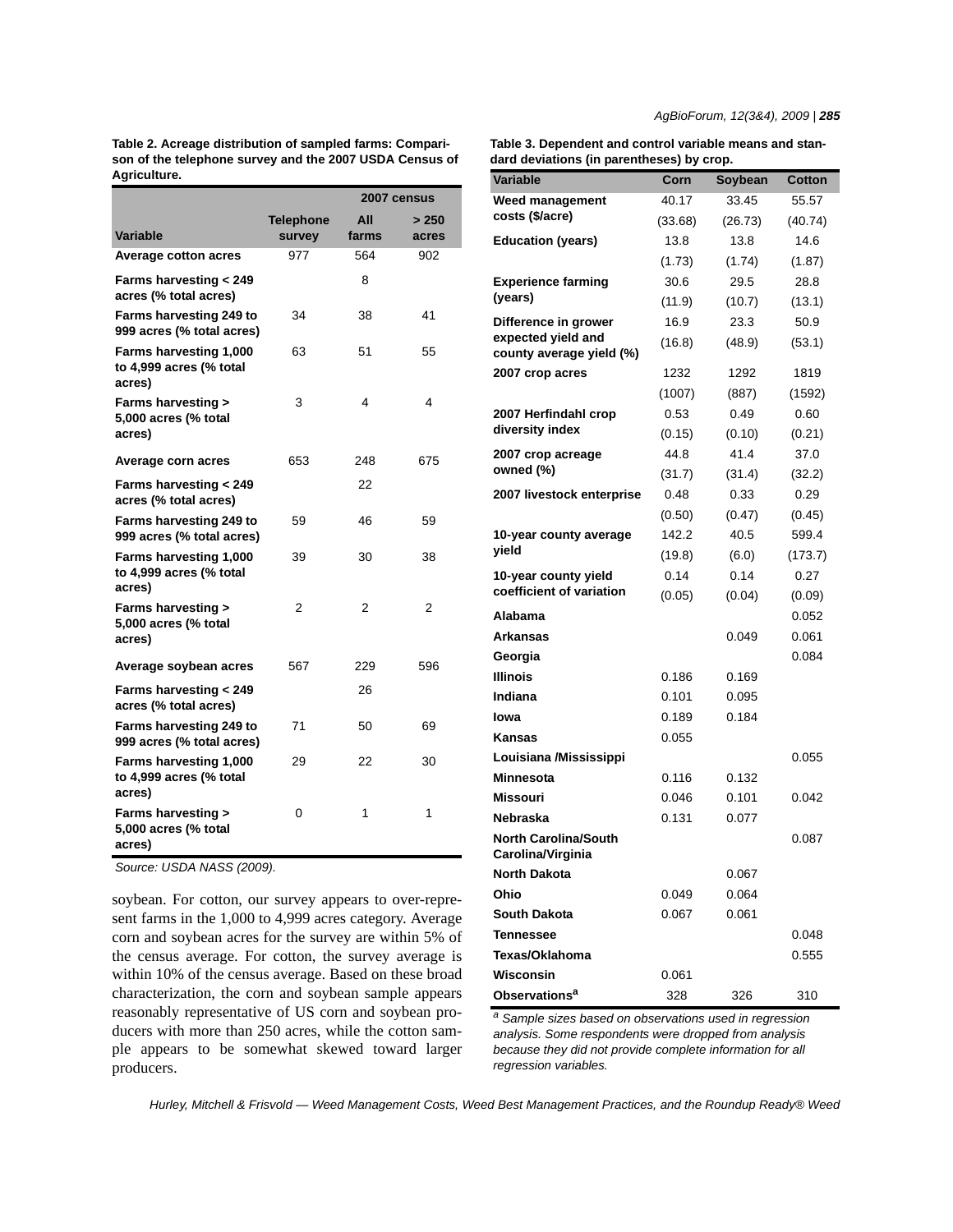**Table 2. Acreage distribution of sampled farms: Comparison of the telephone survey and the 2007 USDA Census of Agriculture.**

| | | 2007 census | |
|---|---|---|---|
| Variable | Telephone survey | All farms | > 250 acres |
| **Average cotton acres** | 977 | 564 | 902 |
| **Farms harvesting < 249 acres (% total acres)** | | 8 | |
| **Farms harvesting 249 to 999 acres (% total acres)** | 34 | 38 | 41 |
| **Farms harvesting 1,000 to 4,999 acres (% total acres)** | 63 | 51 | 55 |
| **Farms harvesting > 5,000 acres (% total acres)** | 3 | 4 | 4 |
| **Average corn acres** | 653 | 248 | 675 |
| **Farms harvesting < 249 acres (% total acres)** | | 22 | |
| **Farms harvesting 249 to 999 acres (% total acres)** | 59 | 46 | 59 |
| **Farms harvesting 1,000 to 4,999 acres (% total acres)** | 39 | 30 | 38 |
| **Farms harvesting > 5,000 acres (% total acres)** | 2 | 2 | 2 |
| **Average soybean acres** | 567 | 229 | 596 |
| **Farms harvesting < 249 acres (% total acres)** | | 26 | |
| **Farms harvesting 249 to 999 acres (% total acres)** | 71 | 50 | 69 |
| **Farms harvesting 1,000 to 4,999 acres (% total acres)** | 29 | 22 | 30 |
| **Farms harvesting > 5,000 acres (% total acres)** | 0 | 1 | 1 |

*Source: USDA NASS (2009).*

soybean. For cotton, our survey appears to over-represent farms in the 1,000 to 4,999 acres category. Average corn and soybean acres for the survey are within 5% of the census average. For cotton, the survey average is within 10% of the census average. Based on these broad characterization, the corn and soybean sample appears reasonably representative of US corn and soybean producers with more than 250 acres, while the cotton sample appears to be somewhat skewed toward larger producers.

**Table 3. Dependent and control variable means and standard deviations (in parentheses) by crop.**

| Variable | Corn | Soybean | Cotton |
|---|---|---|---|
| **Weed management costs ($/acre)** | 40.17 | 33.45 | 55.57 |
| | (33.68) | (26.73) | (40.74) |
| **Education (years)** | 13.8 | 13.8 | 14.6 |
| | (1.73) | (1.74) | (1.87) |
| **Experience farming (years)** | 30.6 | 29.5 | 28.8 |
| | (11.9) | (10.7) | (13.1) |
| **Difference in grower expected yield and county average yield (%)** | 16.9 | 23.3 | 50.9 |
| | (16.8) | (48.9) | (53.1) |
| **2007 crop acres** | 1232 | 1292 | 1819 |
| | (1007) | (887) | (1592) |
| **2007 Herfindahl crop diversity index** | 0.53 | 0.49 | 0.60 |
| | (0.15) | (0.10) | (0.21) |
| **2007 crop acreage owned (%)** | 44.8 | 41.4 | 37.0 |
| | (31.7) | (31.4) | (32.2) |
| **2007 livestock enterprise** | 0.48 | 0.33 | 0.29 |
| | (0.50) | (0.47) | (0.45) |
| **10-year county average yield** | 142.2 | 40.5 | 599.4 |
| | (19.8) | (6.0) | (173.7) |
| **10-year county yield coefficient of variation** | 0.14 | 0.14 | 0.27 |
| | (0.05) | (0.04) | (0.09) |
| **Alabama** | | | 0.052 |
| **Arkansas** | | 0.049 | 0.061 |
| **Georgia** | | | 0.084 |
| **Illinois** | 0.186 | 0.169 | |
| **Indiana** | 0.101 | 0.095 | |
| **Iowa** | 0.189 | 0.184 | |
| **Kansas** | 0.055 | | |
| **Louisiana /Mississippi** | | | 0.055 |
| **Minnesota** | 0.116 | 0.132 | |
| **Missouri** | 0.046 | 0.101 | 0.042 |
| **Nebraska** | 0.131 | 0.077 | |
| **North Carolina/South Carolina/Virginia** | | | 0.087 |
| **North Dakota** | | 0.067 | |
| **Ohio** | 0.049 | 0.064 | |
| **South Dakota** | 0.067 | 0.061 | |
| **Tennessee** | | | 0.048 |
| **Texas/Oklahoma** | | | 0.555 |
| **Wisconsin** | 0.061 | | |
| **Observations[a]** | 328 | 326 | 310 |

[a] *Sample sizes based on observations used in regression analysis. Some respondents were dropped from analysis because they did not provide complete information for all regression variables.*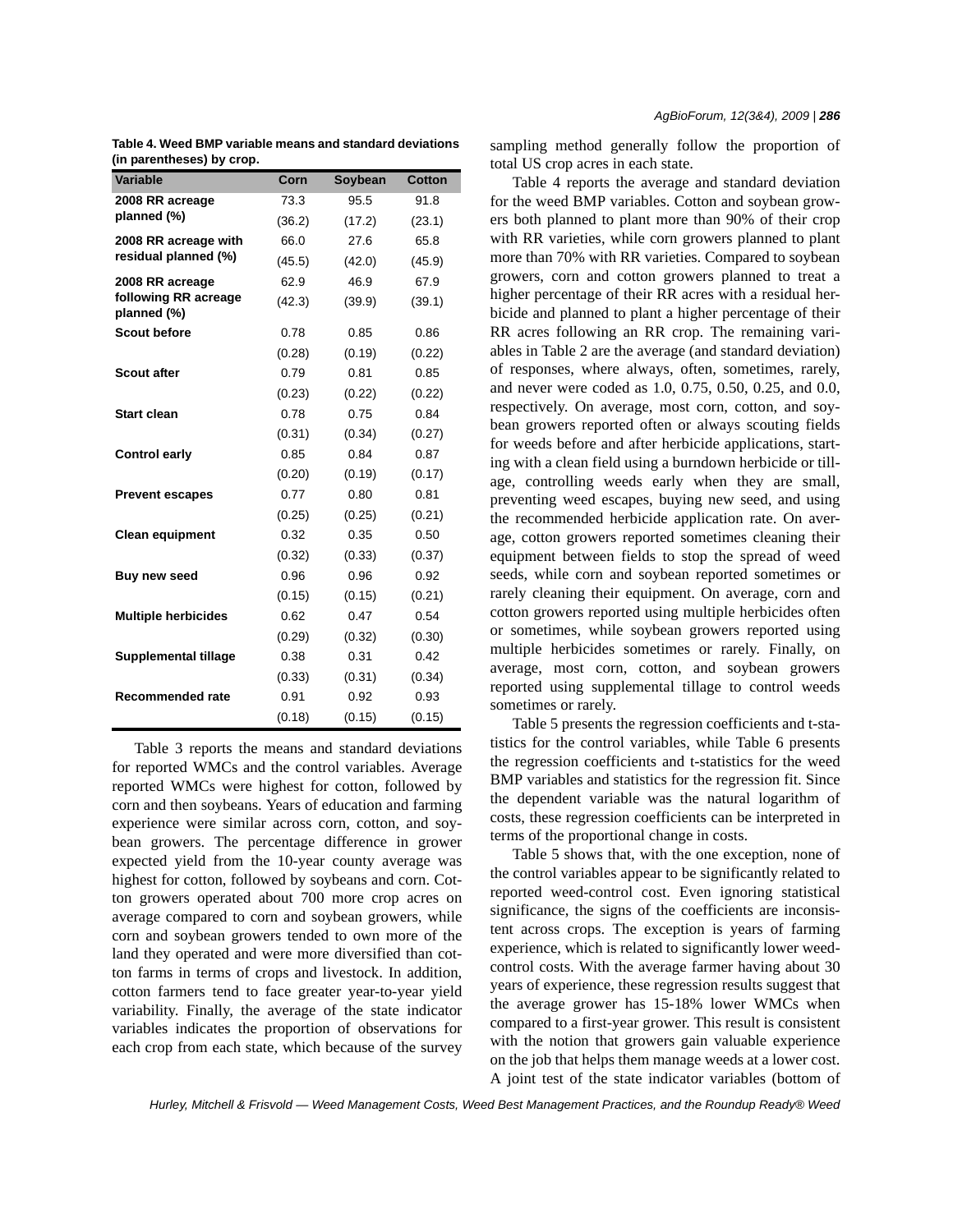**Table 4. Weed BMP variable means and standard deviations (in parentheses) by crop.**

| Variable | Corn | Soybean | Cotton |
|---|---|---|---|
| 2008 RR acreage planned (%) | 73.3 | 95.5 | 91.8 |
| | (36.2) | (17.2) | (23.1) |
| 2008 RR acreage with residual planned (%) | 66.0 | 27.6 | 65.8 |
| | (45.5) | (42.0) | (45.9) |
| 2008 RR acreage following RR acreage planned (%) | 62.9 | 46.9 | 67.9 |
| | (42.3) | (39.9) | (39.1) |
| Scout before | 0.78 | 0.85 | 0.86 |
| | (0.28) | (0.19) | (0.22) |
| Scout after | 0.79 | 0.81 | 0.85 |
| | (0.23) | (0.22) | (0.22) |
| Start clean | 0.78 | 0.75 | 0.84 |
| | (0.31) | (0.34) | (0.27) |
| Control early | 0.85 | 0.84 | 0.87 |
| | (0.20) | (0.19) | (0.17) |
| Prevent escapes | 0.77 | 0.80 | 0.81 |
| | (0.25) | (0.25) | (0.21) |
| Clean equipment | 0.32 | 0.35 | 0.50 |
| | (0.32) | (0.33) | (0.37) |
| Buy new seed | 0.96 | 0.96 | 0.92 |
| | (0.15) | (0.15) | (0.21) |
| Multiple herbicides | 0.62 | 0.47 | 0.54 |
| | (0.29) | (0.32) | (0.30) |
| Supplemental tillage | 0.38 | 0.31 | 0.42 |
| | (0.33) | (0.31) | (0.34) |
| Recommended rate | 0.91 | 0.92 | 0.93 |
| | (0.18) | (0.15) | (0.15) |

Table 3 reports the means and standard deviations for reported WMCs and the control variables. Average reported WMCs were highest for cotton, followed by corn and then soybeans. Years of education and farming experience were similar across corn, cotton, and soybean growers. The percentage difference in grower expected yield from the 10-year county average was highest for cotton, followed by soybeans and corn. Cotton growers operated about 700 more crop acres on average compared to corn and soybean growers, while corn and soybean growers tended to own more of the land they operated and were more diversified than cotton farms in terms of crops and livestock. In addition, cotton farmers tend to face greater year-to-year yield variability. Finally, the average of the state indicator variables indicates the proportion of observations for each crop from each state, which because of the survey sampling method generally follow the proportion of total US crop acres in each state.

Table 4 reports the average and standard deviation for the weed BMP variables. Cotton and soybean growers both planned to plant more than 90% of their crop with RR varieties, while corn growers planned to plant more than 70% with RR varieties. Compared to soybean growers, corn and cotton growers planned to treat a higher percentage of their RR acres with a residual herbicide and planned to plant a higher percentage of their RR acres following an RR crop. The remaining variables in Table 2 are the average (and standard deviation) of responses, where always, often, sometimes, rarely, and never were coded as 1.0, 0.75, 0.50, 0.25, and 0.0, respectively. On average, most corn, cotton, and soybean growers reported often or always scouting fields for weeds before and after herbicide applications, starting with a clean field using a burndown herbicide or tillage, controlling weeds early when they are small, preventing weed escapes, buying new seed, and using the recommended herbicide application rate. On average, cotton growers reported sometimes cleaning their equipment between fields to stop the spread of weed seeds, while corn and soybean reported sometimes or rarely cleaning their equipment. On average, corn and cotton growers reported using multiple herbicides often or sometimes, while soybean growers reported using multiple herbicides sometimes or rarely. Finally, on average, most corn, cotton, and soybean growers reported using supplemental tillage to control weeds sometimes or rarely.

Table 5 presents the regression coefficients and t-statistics for the control variables, while Table 6 presents the regression coefficients and t-statistics for the weed BMP variables and statistics for the regression fit. Since the dependent variable was the natural logarithm of costs, these regression coefficients can be interpreted in terms of the proportional change in costs.

Table 5 shows that, with the one exception, none of the control variables appear to be significantly related to reported weed-control cost. Even ignoring statistical significance, the signs of the coefficients are inconsistent across crops. The exception is years of farming experience, which is related to significantly lower weed-control costs. With the average farmer having about 30 years of experience, these regression results suggest that the average grower has 15-18% lower WMCs when compared to a first-year grower. This result is consistent with the notion that growers gain valuable experience on the job that helps them manage weeds at a lower cost. A joint test of the state indicator variables (bottom of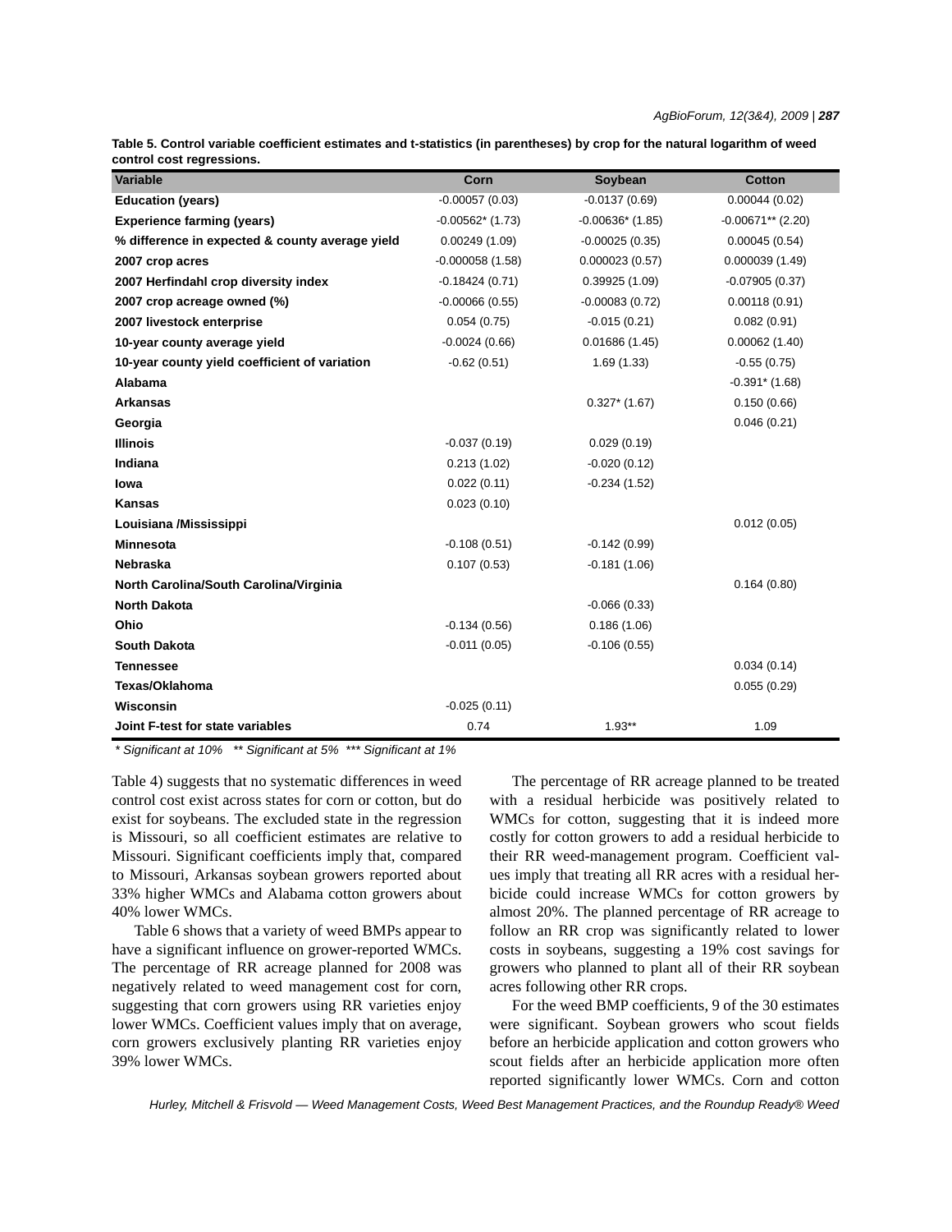**Table 5. Control variable coefficient estimates and t-statistics (in parentheses) by crop for the natural logarithm of weed control cost regressions.**

| Variable | Corn | Soybean | Cotton |
|---|---|---|---|
| **Education (years)** | -0.00057 (0.03) | -0.0137 (0.69) | 0.00044 (0.02) |
| **Experience farming (years)** | -0.00562* (1.73) | -0.00636* (1.85) | -0.00671** (2.20) |
| **% difference in expected & county average yield** | 0.00249 (1.09) | -0.00025 (0.35) | 0.00045 (0.54) |
| **2007 crop acres** | -0.000058 (1.58) | 0.000023 (0.57) | 0.000039 (1.49) |
| **2007 Herfindahl crop diversity index** | -0.18424 (0.71) | 0.39925 (1.09) | -0.07905 (0.37) |
| **2007 crop acreage owned (%)** | -0.00066 (0.55) | -0.00083 (0.72) | 0.00118 (0.91) |
| **2007 livestock enterprise** | 0.054 (0.75) | -0.015 (0.21) | 0.082 (0.91) |
| **10-year county average yield** | -0.0024 (0.66) | 0.01686 (1.45) | 0.00062 (1.40) |
| **10-year county yield coefficient of variation** | -0.62 (0.51) | 1.69 (1.33) | -0.55 (0.75) |
| **Alabama** | | | -0.391* (1.68) |
| **Arkansas** | | 0.327* (1.67) | 0.150 (0.66) |
| **Georgia** | | | 0.046 (0.21) |
| **Illinois** | -0.037 (0.19) | 0.029 (0.19) | |
| **Indiana** | 0.213 (1.02) | -0.020 (0.12) | |
| **Iowa** | 0.022 (0.11) | -0.234 (1.52) | |
| **Kansas** | 0.023 (0.10) | | |
| **Louisiana /Mississippi** | | | 0.012 (0.05) |
| **Minnesota** | -0.108 (0.51) | -0.142 (0.99) | |
| **Nebraska** | 0.107 (0.53) | -0.181 (1.06) | |
| **North Carolina/South Carolina/Virginia** | | | 0.164 (0.80) |
| **North Dakota** | | -0.066 (0.33) | |
| **Ohio** | -0.134 (0.56) | 0.186 (1.06) | |
| **South Dakota** | -0.011 (0.05) | -0.106 (0.55) | |
| **Tennessee** | | | 0.034 (0.14) |
| **Texas/Oklahoma** | | | 0.055 (0.29) |
| **Wisconsin** | -0.025 (0.11) | | |
| **Joint F-test for state variables** | 0.74 | 1.93** | 1.09 |

*\* Significant at 10%   \*\* Significant at 5%   \*\*\* Significant at 1%*

Table 4) suggests that no systematic differences in weed control cost exist across states for corn or cotton, but do exist for soybeans. The excluded state in the regression is Missouri, so all coefficient estimates are relative to Missouri. Significant coefficients imply that, compared to Missouri, Arkansas soybean growers reported about 33% higher WMCs and Alabama cotton growers about 40% lower WMCs.

Table 6 shows that a variety of weed BMPs appear to have a significant influence on grower-reported WMCs. The percentage of RR acreage planned for 2008 was negatively related to weed management cost for corn, suggesting that corn growers using RR varieties enjoy lower WMCs. Coefficient values imply that on average, corn growers exclusively planting RR varieties enjoy 39% lower WMCs.

The percentage of RR acreage planned to be treated with a residual herbicide was positively related to WMCs for cotton, suggesting that it is indeed more costly for cotton growers to add a residual herbicide to their RR weed-management program. Coefficient values imply that treating all RR acres with a residual herbicide could increase WMCs for cotton growers by almost 20%. The planned percentage of RR acreage to follow an RR crop was significantly related to lower costs in soybeans, suggesting a 19% cost savings for growers who planned to plant all of their RR soybean acres following other RR crops.

For the weed BMP coefficients, 9 of the 30 estimates were significant. Soybean growers who scout fields before an herbicide application and corn growers who scout fields after an herbicide application more often reported significantly lower WMCs. Corn and cotton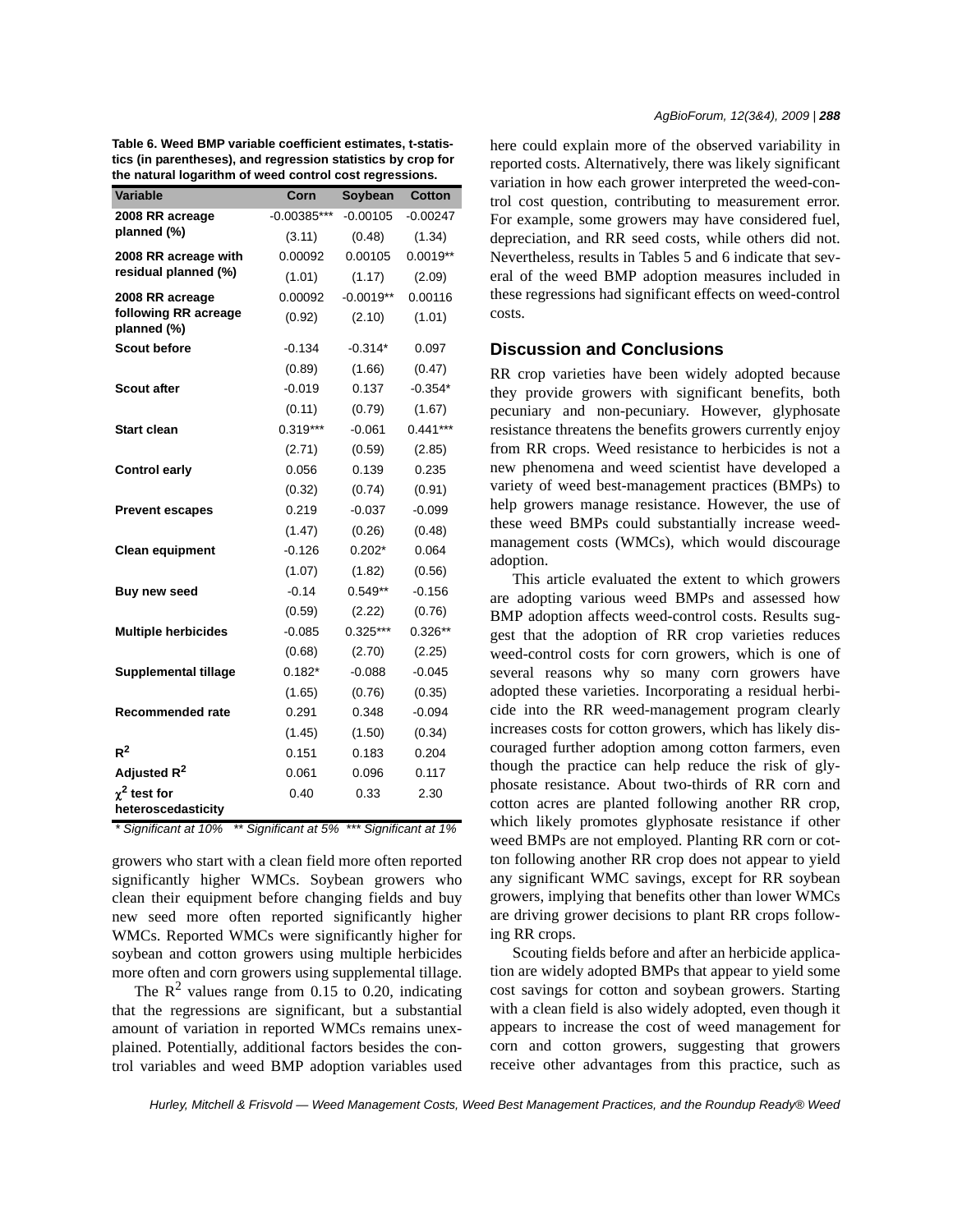**Table 6. Weed BMP variable coefficient estimates, t-statistics (in parentheses), and regression statistics by crop for the natural logarithm of weed control cost regressions.**

| Variable | Corn | Soybean | Cotton |
|---|---|---|---|
| 2008 RR acreage planned (%) | -0.00385*** | -0.00105 | -0.00247 |
| | (3.11) | (0.48) | (1.34) |
| 2008 RR acreage with residual planned (%) | 0.00092 | 0.00105 | 0.0019** |
| | (1.01) | (1.17) | (2.09) |
| 2008 RR acreage following RR acreage planned (%) | 0.00092 | -0.0019** | 0.00116 |
| | (0.92) | (2.10) | (1.01) |
| Scout before | -0.134 | -0.314* | 0.097 |
| | (0.89) | (1.66) | (0.47) |
| Scout after | -0.019 | 0.137 | -0.354* |
| | (0.11) | (0.79) | (1.67) |
| Start clean | 0.319*** | -0.061 | 0.441*** |
| | (2.71) | (0.59) | (2.85) |
| Control early | 0.056 | 0.139 | 0.235 |
| | (0.32) | (0.74) | (0.91) |
| Prevent escapes | 0.219 | -0.037 | -0.099 |
| | (1.47) | (0.26) | (0.48) |
| Clean equipment | -0.126 | 0.202* | 0.064 |
| | (1.07) | (1.82) | (0.56) |
| Buy new seed | -0.14 | 0.549** | -0.156 |
| | (0.59) | (2.22) | (0.76) |
| Multiple herbicides | -0.085 | 0.325*** | 0.326** |
| | (0.68) | (2.70) | (2.25) |
| Supplemental tillage | 0.182* | -0.088 | -0.045 |
| | (1.65) | (0.76) | (0.35) |
| Recommended rate | 0.291 | 0.348 | -0.094 |
| | (1.45) | (1.50) | (0.34) |
| $R^2$ | 0.151 | 0.183 | 0.204 |
| Adjusted $R^2$ | 0.061 | 0.096 | 0.117 |
| $\chi^2$ test for heteroscedasticity | 0.40 | 0.33 | 2.30 |

*\* Significant at 10%   \*\* Significant at 5%   \*\*\* Significant at 1%*

growers who start with a clean field more often reported significantly higher WMCs. Soybean growers who clean their equipment before changing fields and buy new seed more often reported significantly higher WMCs. Reported WMCs were significantly higher for soybean and cotton growers using multiple herbicides more often and corn growers using supplemental tillage.

The $R^2$ values range from 0.15 to 0.20, indicating that the regressions are significant, but a substantial amount of variation in reported WMCs remains unexplained. Potentially, additional factors besides the control variables and weed BMP adoption variables used here could explain more of the observed variability in reported costs. Alternatively, there was likely significant variation in how each grower interpreted the weed-control cost question, contributing to measurement error. For example, some growers may have considered fuel, depreciation, and RR seed costs, while others did not. Nevertheless, results in Tables 5 and 6 indicate that several of the weed BMP adoption measures included in these regressions had significant effects on weed-control costs.

## Discussion and Conclusions

RR crop varieties have been widely adopted because they provide growers with significant benefits, both pecuniary and non-pecuniary. However, glyphosate resistance threatens the benefits growers currently enjoy from RR crops. Weed resistance to herbicides is not a new phenomena and weed scientist have developed a variety of weed best-management practices (BMPs) to help growers manage resistance. However, the use of these weed BMPs could substantially increase weed-management costs (WMCs), which would discourage adoption.

This article evaluated the extent to which growers are adopting various weed BMPs and assessed how BMP adoption affects weed-control costs. Results suggest that the adoption of RR crop varieties reduces weed-control costs for corn growers, which is one of several reasons why so many corn growers have adopted these varieties. Incorporating a residual herbicide into the RR weed-management program clearly increases costs for cotton growers, which has likely discouraged further adoption among cotton farmers, even though the practice can help reduce the risk of glyphosate resistance. About two-thirds of RR corn and cotton acres are planted following another RR crop, which likely promotes glyphosate resistance if other weed BMPs are not employed. Planting RR corn or cotton following another RR crop does not appear to yield any significant WMC savings, except for RR soybean growers, implying that benefits other than lower WMCs are driving grower decisions to plant RR crops following RR crops.

Scouting fields before and after an herbicide application are widely adopted BMPs that appear to yield some cost savings for cotton and soybean growers. Starting with a clean field is also widely adopted, even though it appears to increase the cost of weed management for corn and cotton growers, suggesting that growers receive other advantages from this practice, such as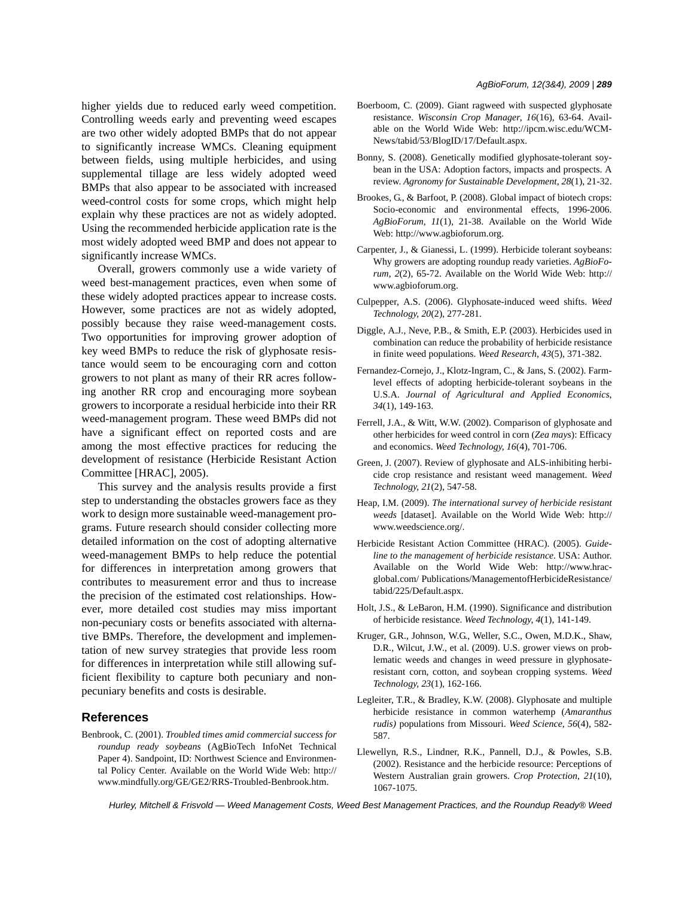higher yields due to reduced early weed competition. Controlling weeds early and preventing weed escapes are two other widely adopted BMPs that do not appear to significantly increase WMCs. Cleaning equipment between fields, using multiple herbicides, and using supplemental tillage are less widely adopted weed BMPs that also appear to be associated with increased weed-control costs for some crops, which might help explain why these practices are not as widely adopted. Using the recommended herbicide application rate is the most widely adopted weed BMP and does not appear to significantly increase WMCs.

Overall, growers commonly use a wide variety of weed best-management practices, even when some of these widely adopted practices appear to increase costs. However, some practices are not as widely adopted, possibly because they raise weed-management costs. Two opportunities for improving grower adoption of key weed BMPs to reduce the risk of glyphosate resistance would seem to be encouraging corn and cotton growers to not plant as many of their RR acres following another RR crop and encouraging more soybean growers to incorporate a residual herbicide into their RR weed-management program. These weed BMPs did not have a significant effect on reported costs and are among the most effective practices for reducing the development of resistance (Herbicide Resistant Action Committee [HRAC], 2005).

This survey and the analysis results provide a first step to understanding the obstacles growers face as they work to design more sustainable weed-management programs. Future research should consider collecting more detailed information on the cost of adopting alternative weed-management BMPs to help reduce the potential for differences in interpretation among growers that contributes to measurement error and thus to increase the precision of the estimated cost relationships. However, more detailed cost studies may miss important non-pecuniary costs or benefits associated with alternative BMPs. Therefore, the development and implementation of new survey strategies that provide less room for differences in interpretation while still allowing sufficient flexibility to capture both pecuniary and non-pecuniary benefits and costs is desirable.

## References

Benbrook, C. (2001). *Troubled times amid commercial success for roundup ready soybeans* (AgBioTech InfoNet Technical Paper 4). Sandpoint, ID: Northwest Science and Environmental Policy Center. Available on the World Wide Web: http://www.mindfully.org/GE/GE2/RRS-Troubled-Benbrook.htm.

Boerboom, C. (2009). Giant ragweed with suspected glyphosate resistance. *Wisconsin Crop Manager, 16*(16), 63-64. Available on the World Wide Web: http://ipcm.wisc.edu/WCM-News/tabid/53/BlogID/17/Default.aspx.

Bonny, S. (2008). Genetically modified glyphosate-tolerant soybean in the USA: Adoption factors, impacts and prospects. A review. *Agronomy for Sustainable Development, 28*(1), 21-32.

Brookes, G., & Barfoot, P. (2008). Global impact of biotech crops: Socio-economic and environmental effects, 1996-2006. *AgBioForum, 11*(1), 21-38. Available on the World Wide Web: http://www.agbioforum.org.

Carpenter, J., & Gianessi, L. (1999). Herbicide tolerant soybeans: Why growers are adopting roundup ready varieties. *AgBioForum, 2*(2), 65-72. Available on the World Wide Web: http://www.agbioforum.org.

Culpepper, A.S. (2006). Glyphosate-induced weed shifts. *Weed Technology, 20*(2), 277-281.

Diggle, A.J., Neve, P.B., & Smith, E.P. (2003). Herbicides used in combination can reduce the probability of herbicide resistance in finite weed populations. *Weed Research, 43*(5), 371-382.

Fernandez-Cornejo, J., Klotz-Ingram, C., & Jans, S. (2002). Farm-level effects of adopting herbicide-tolerant soybeans in the U.S.A. *Journal of Agricultural and Applied Economics, 34*(1), 149-163.

Ferrell, J.A., & Witt, W.W. (2002). Comparison of glyphosate and other herbicides for weed control in corn (*Zea mays*): Efficacy and economics. *Weed Technology, 16*(4), 701-706.

Green, J. (2007). Review of glyphosate and ALS-inhibiting herbicide crop resistance and resistant weed management. *Weed Technology, 21*(2), 547-58.

Heap, I.M. (2009). *The international survey of herbicide resistant weeds* [dataset]. Available on the World Wide Web: http://www.weedscience.org/.

Herbicide Resistant Action Committee (HRAC). (2005). *Guideline to the management of herbicide resistance*. USA: Author. Available on the World Wide Web: http://www.hrac-global.com/ Publications/ManagementofHerbicideResistance/tabid/225/Default.aspx.

Holt, J.S., & LeBaron, H.M. (1990). Significance and distribution of herbicide resistance. *Weed Technology, 4*(1), 141-149.

Kruger, G.R., Johnson, W.G., Weller, S.C., Owen, M.D.K., Shaw, D.R., Wilcut, J.W., et al. (2009). U.S. grower views on problematic weeds and changes in weed pressure in glyphosate-resistant corn, cotton, and soybean cropping systems. *Weed Technology, 23*(1), 162-166.

Legleiter, T.R., & Bradley, K.W. (2008). Glyphosate and multiple herbicide resistance in common waterhemp (*Amaranthus rudis)* populations from Missouri. *Weed Science, 56*(4), 582-587.

Llewellyn, R.S., Lindner, R.K., Pannell, D.J., & Powles, S.B. (2002). Resistance and the herbicide resource: Perceptions of Western Australian grain growers. *Crop Protection, 21*(10), 1067-1075.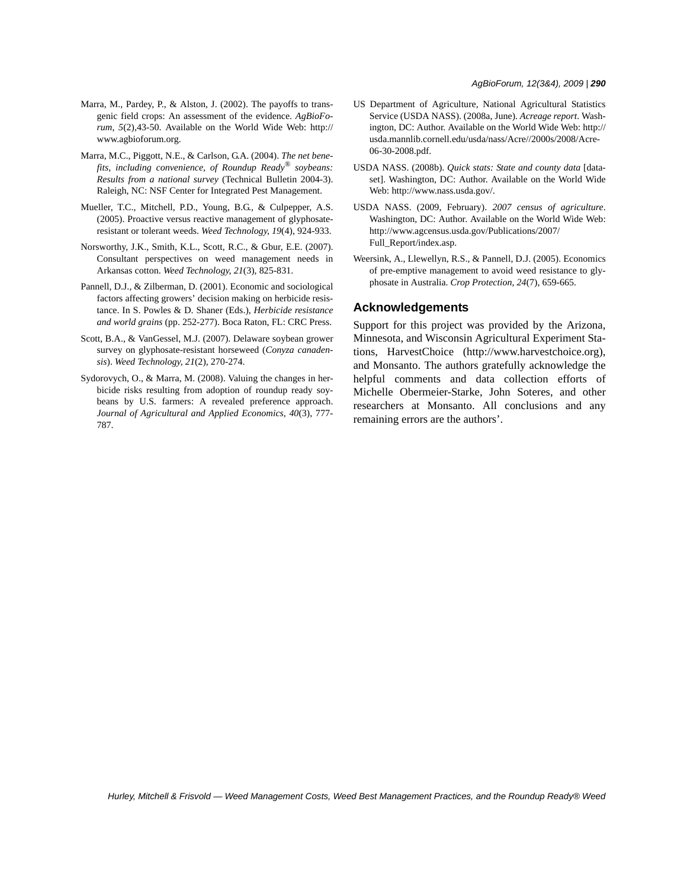Marra, M., Pardey, P., & Alston, J. (2002). The payoffs to transgenic field crops: An assessment of the evidence. *AgBioForum*, *5*(2),43-50. Available on the World Wide Web: http://www.agbioforum.org.

Marra, M.C., Piggott, N.E., & Carlson, G.A. (2004). *The net benefits, including convenience, of Roundup Ready® soybeans: Results from a national survey* (Technical Bulletin 2004-3). Raleigh, NC: NSF Center for Integrated Pest Management.

Mueller, T.C., Mitchell, P.D., Young, B.G., & Culpepper, A.S. (2005). Proactive versus reactive management of glyphosate-resistant or tolerant weeds. *Weed Technology*, *19*(4), 924-933.

Norsworthy, J.K., Smith, K.L., Scott, R.C., & Gbur, E.E. (2007). Consultant perspectives on weed management needs in Arkansas cotton. *Weed Technology*, *21*(3), 825-831.

Pannell, D.J., & Zilberman, D. (2001). Economic and sociological factors affecting growers' decision making on herbicide resistance. In S. Powles & D. Shaner (Eds.), *Herbicide resistance and world grains* (pp. 252-277). Boca Raton, FL: CRC Press.

Scott, B.A., & VanGessel, M.J. (2007). Delaware soybean grower survey on glyphosate-resistant horseweed (*Conyza canadensis*). *Weed Technology*, *21*(2), 270-274.

Sydorovych, O., & Marra, M. (2008). Valuing the changes in herbicide risks resulting from adoption of roundup ready soybeans by U.S. farmers: A revealed preference approach. *Journal of Agricultural and Applied Economics*, *40*(3), 777-787.

US Department of Agriculture, National Agricultural Statistics Service (USDA NASS). (2008a, June). *Acreage report*. Washington, DC: Author. Available on the World Wide Web: http://usda.mannlib.cornell.edu/usda/nass/Acre//2000s/2008/Acre-06-30-2008.pdf.

USDA NASS. (2008b). *Quick stats: State and county data* [dataset]. Washington, DC: Author. Available on the World Wide Web: http://www.nass.usda.gov/.

USDA NASS. (2009, February). *2007 census of agriculture*. Washington, DC: Author. Available on the World Wide Web: http://www.agcensus.usda.gov/Publications/2007/Full_Report/index.asp.

Weersink, A., Llewellyn, R.S., & Pannell, D.J. (2005). Economics of pre-emptive management to avoid weed resistance to glyphosate in Australia. *Crop Protection*, *24*(7), 659-665.

## Acknowledgements

Support for this project was provided by the Arizona, Minnesota, and Wisconsin Agricultural Experiment Stations, HarvestChoice (http://www.harvestchoice.org), and Monsanto. The authors gratefully acknowledge the helpful comments and data collection efforts of Michelle Obermeier-Starke, John Soteres, and other researchers at Monsanto. All conclusions and any remaining errors are the authors'.